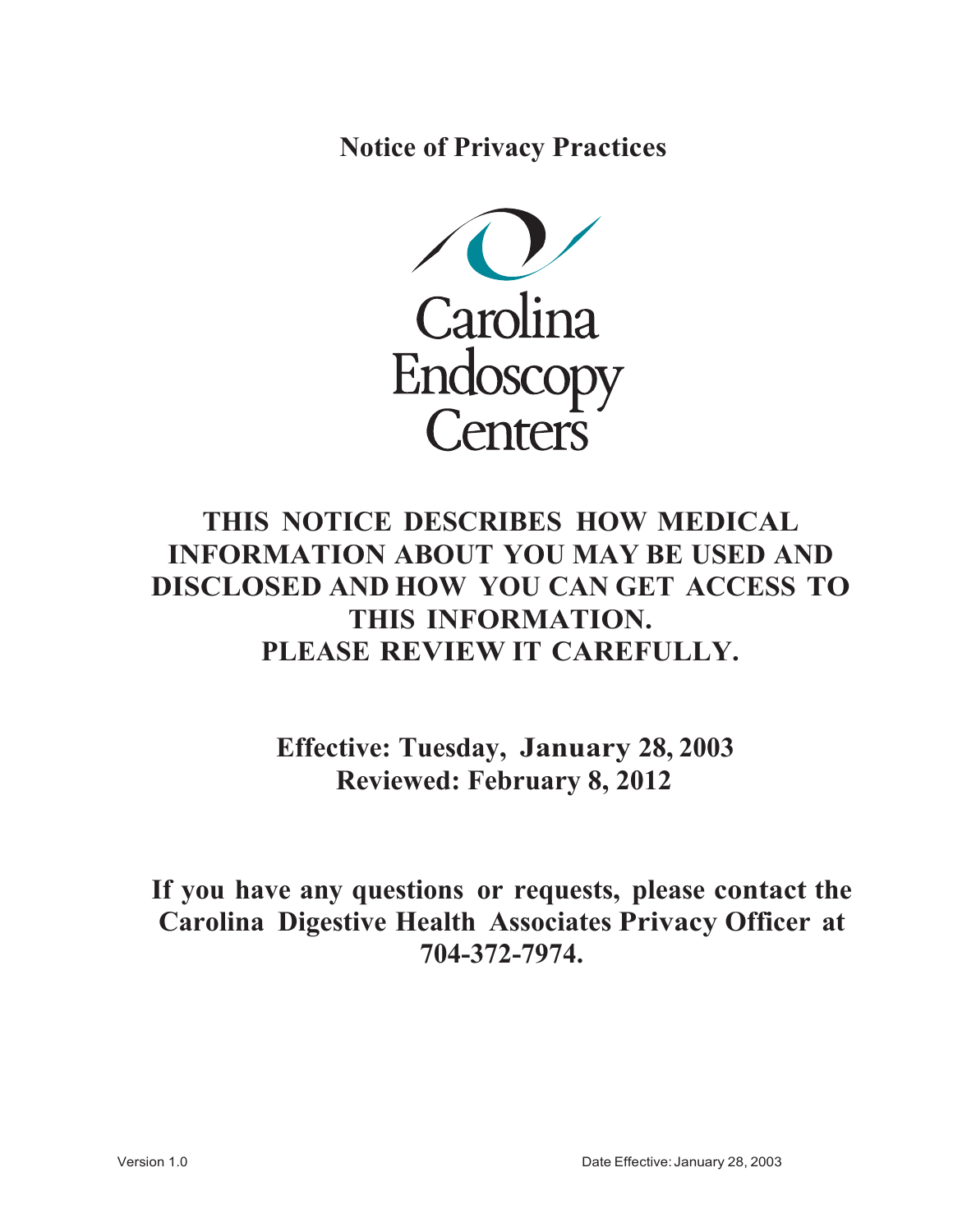# Notice of Privacy Practices

Carolina Endoscopy Centers

**THIS NOTICE DESCRIBES HOW MEDICAL INFORMATION ABOUT YOU MAY BE USED AND DISCLOSED AND HOW YOU CAN GET ACCESS TO THIS INFORMATION. PLEASE REVIEW IT CAREFULLY.**

**Effective: Tuesday, January 28, 2003**
**Reviewed: February 8, 2012**

**If you have any questions or requests, please contact the Carolina Digestive Health Associates Privacy Officer at 704-372-7974.**

Version 1.0 Date Effective: January 28, 2003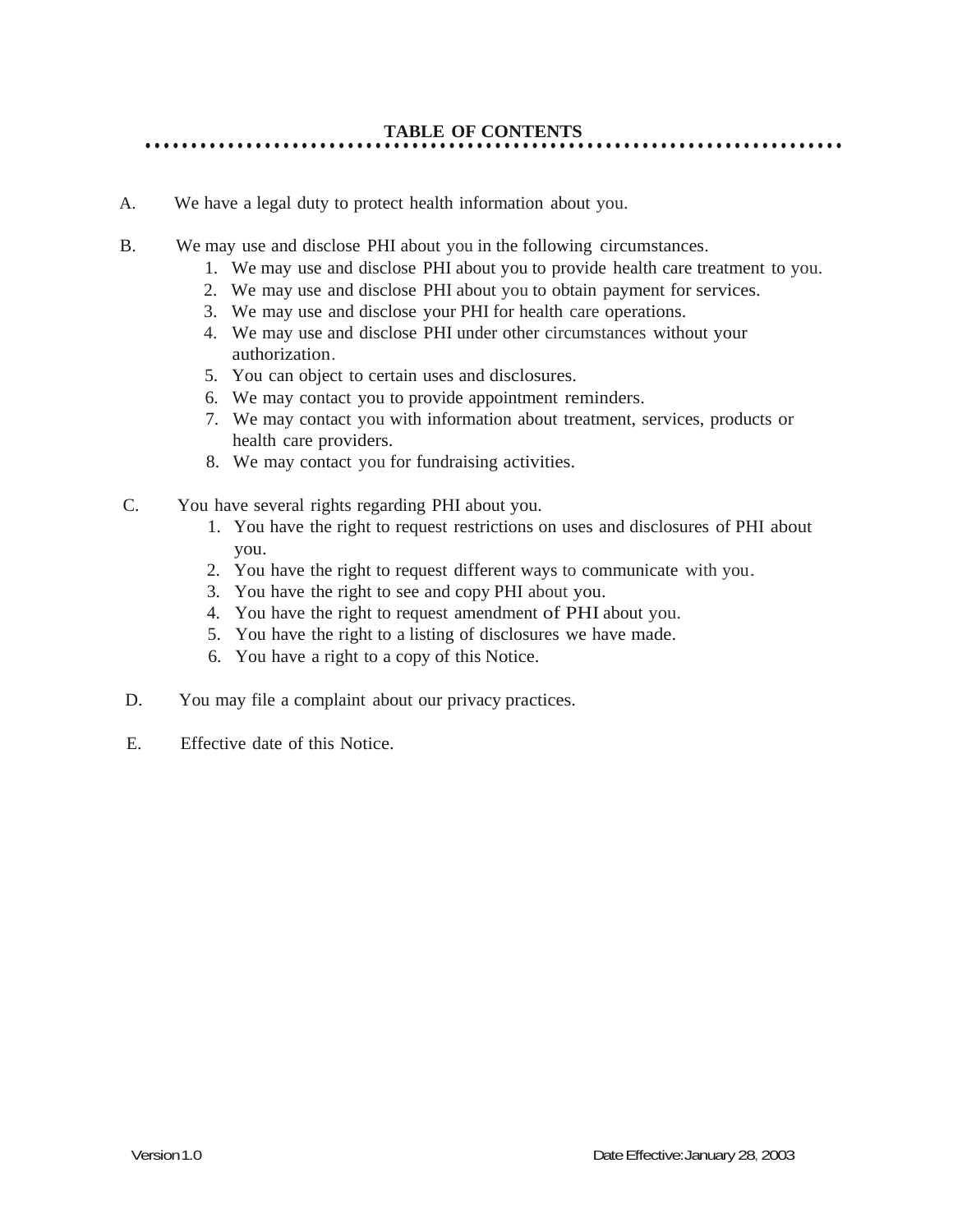## TABLE OF CONTENTS

A. We have a legal duty to protect health information about you.

B. We may use and disclose PHI about you in the following circumstances.
   1. We may use and disclose PHI about you to provide health care treatment to you.
   2. We may use and disclose PHI about you to obtain payment for services.
   3. We may use and disclose your PHI for health care operations.
   4. We may use and disclose PHI under other circumstances without your authorization.
   5. You can object to certain uses and disclosures.
   6. We may contact you to provide appointment reminders.
   7. We may contact you with information about treatment, services, products or health care providers.
   8. We may contact you for fundraising activities.

C. You have several rights regarding PHI about you.
   1. You have the right to request restrictions on uses and disclosures of PHI about you.
   2. You have the right to request different ways to communicate with you.
   3. You have the right to see and copy PHI about you.
   4. You have the right to request amendment of PHI about you.
   5. You have the right to a listing of disclosures we have made.
   6. You have a right to a copy of this Notice.

D. You may file a complaint about our privacy practices.

E. Effective date of this Notice.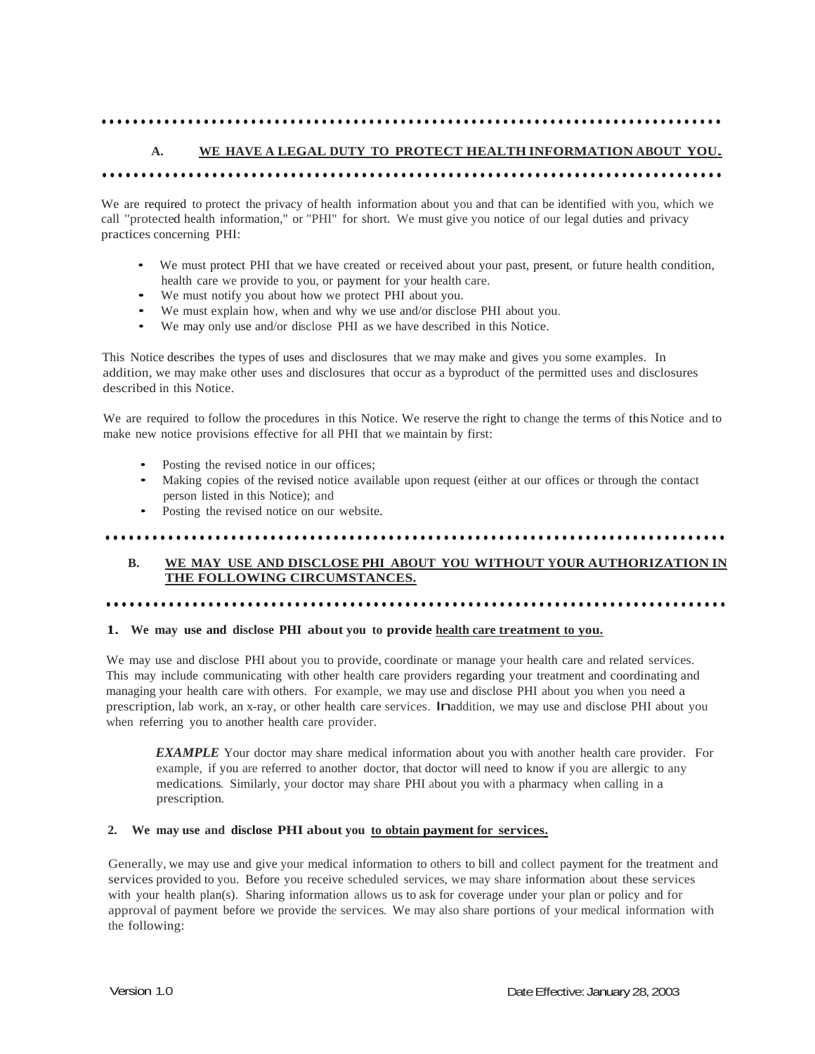## A. WE HAVE A LEGAL DUTY TO PROTECT HEALTH INFORMATION ABOUT YOU.

We are required to protect the privacy of health information about you and that can be identified with you, which we call "protected health information," or "PHI" for short. We must give you notice of our legal duties and privacy practices concerning PHI:

- We must protect PHI that we have created or received about your past, present, or future health condition, health care we provide to you, or payment for your health care.
- We must notify you about how we protect PHI about you.
- We must explain how, when and why we use and/or disclose PHI about you.
- We may only use and/or disclose PHI as we have described in this Notice.

This Notice describes the types of uses and disclosures that we may make and gives you some examples. In addition, we may make other uses and disclosures that occur as a byproduct of the permitted uses and disclosures described in this Notice.

We are required to follow the procedures in this Notice. We reserve the right to change the terms of this Notice and to make new notice provisions effective for all PHI that we maintain by first:

- Posting the revised notice in our offices;
- Making copies of the revised notice available upon request (either at our offices or through the contact person listed in this Notice); and
- Posting the revised notice on our website.

## B. WE MAY USE AND DISCLOSE PHI ABOUT YOU WITHOUT YOUR AUTHORIZATION IN THE FOLLOWING CIRCUMSTANCES.

### 1. We may use and disclose PHI about you to provide health care treatment to you.

We may use and disclose PHI about you to provide, coordinate or manage your health care and related services. This may include communicating with other health care providers regarding your treatment and coordinating and managing your health care with others. For example, we may use and disclose PHI about you when you need a prescription, lab work, an x-ray, or other health care services. In addition, we may use and disclose PHI about you when referring you to another health care provider.

> ***EXAMPLE*** Your doctor may share medical information about you with another health care provider. For example, if you are referred to another doctor, that doctor will need to know if you are allergic to any medications. Similarly, your doctor may share PHI about you with a pharmacy when calling in a prescription.

### 2. We may use and disclose PHI about you to obtain payment for services.

Generally, we may use and give your medical information to others to bill and collect payment for the treatment and services provided to you. Before you receive scheduled services, we may share information about these services with your health plan(s). Sharing information allows us to ask for coverage under your plan or policy and for approval of payment before we provide the services. We may also share portions of your medical information with the following: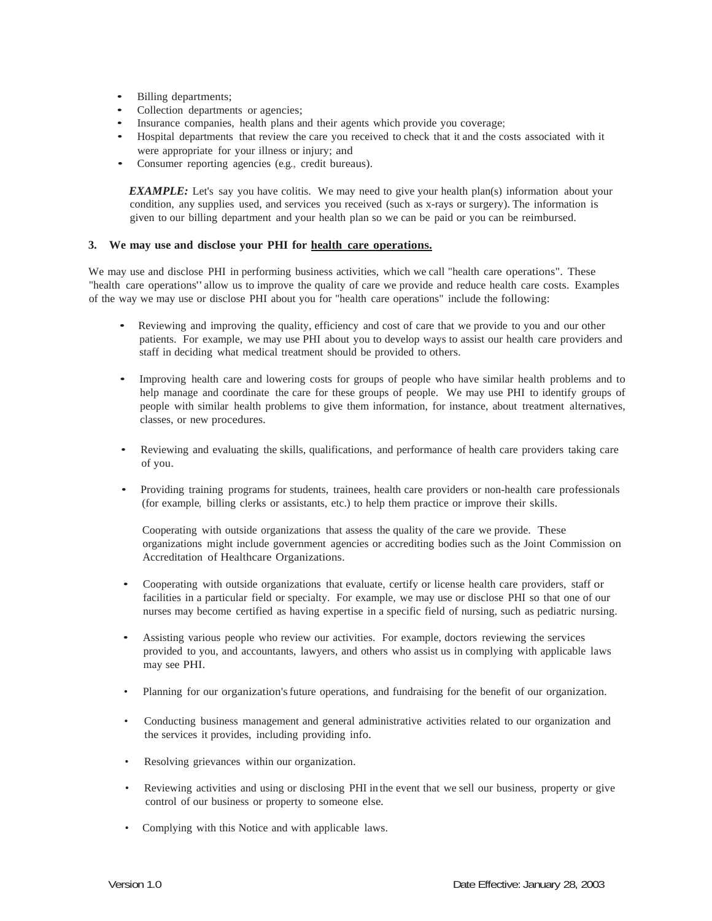- Billing departments;
- Collection departments or agencies;
- Insurance companies, health plans and their agents which provide you coverage;
- Hospital departments that review the care you received to check that it and the costs associated with it were appropriate for your illness or injury; and
- Consumer reporting agencies (e.g., credit bureaus).

> ***EXAMPLE:*** Let's say you have colitis. We may need to give your health plan(s) information about your condition, any supplies used, and services you received (such as x-rays or surgery). The information is given to our billing department and your health plan so we can be paid or you can be reimbursed.

**3. We may use and disclose your PHI for <u>health care operations.</u>**

We may use and disclose PHI in performing business activities, which we call "health care operations". These "health care operations" allow us to improve the quality of care we provide and reduce health care costs. Examples of the way we may use or disclose PHI about you for "health care operations" include the following:

- Reviewing and improving the quality, efficiency and cost of care that we provide to you and our other patients. For example, we may use PHI about you to develop ways to assist our health care providers and staff in deciding what medical treatment should be provided to others.

- Improving health care and lowering costs for groups of people who have similar health problems and to help manage and coordinate the care for these groups of people. We may use PHI to identify groups of people with similar health problems to give them information, for instance, about treatment alternatives, classes, or new procedures.

- Reviewing and evaluating the skills, qualifications, and performance of health care providers taking care of you.

- Providing training programs for students, trainees, health care providers or non-health care professionals (for example, billing clerks or assistants, etc.) to help them practice or improve their skills.

  Cooperating with outside organizations that assess the quality of the care we provide. These organizations might include government agencies or accrediting bodies such as the Joint Commission on Accreditation of Healthcare Organizations.

- Cooperating with outside organizations that evaluate, certify or license health care providers, staff or facilities in a particular field or specialty. For example, we may use or disclose PHI so that one of our nurses may become certified as having expertise in a specific field of nursing, such as pediatric nursing.

- Assisting various people who review our activities. For example, doctors reviewing the services provided to you, and accountants, lawyers, and others who assist us in complying with applicable laws may see PHI.

- Planning for our organization's future operations, and fundraising for the benefit of our organization.

- Conducting business management and general administrative activities related to our organization and the services it provides, including providing info.

- Resolving grievances within our organization.

- Reviewing activities and using or disclosing PHI in the event that we sell our business, property or give control of our business or property to someone else.

- Complying with this Notice and with applicable laws.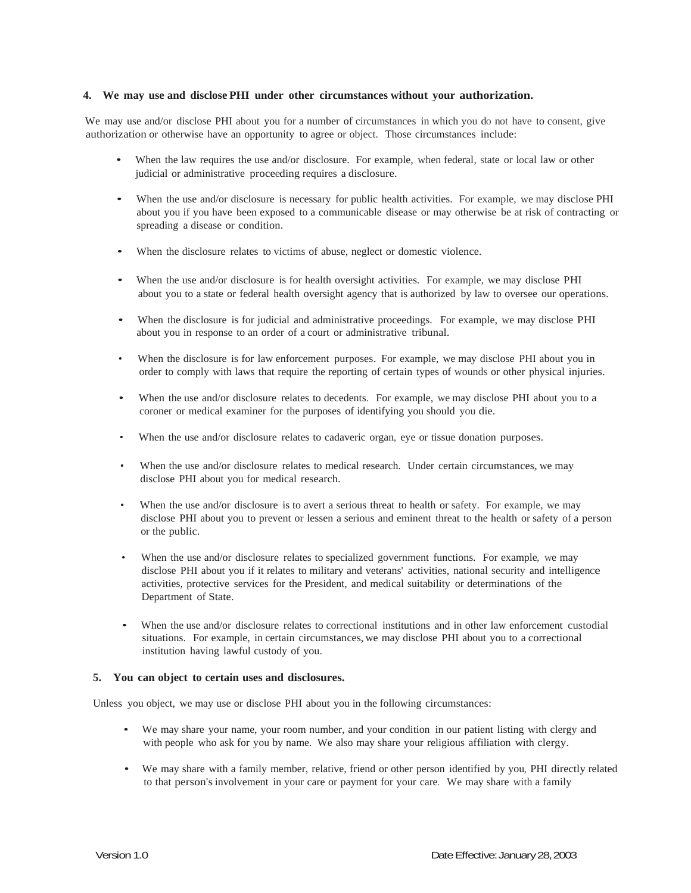**4. We may use and disclose PHI under other circumstances without your authorization.**

We may use and/or disclose PHI about you for a number of circumstances in which you do not have to consent, give authorization or otherwise have an opportunity to agree or object. Those circumstances include:

- When the law requires the use and/or disclosure. For example, when federal, state or local law or other judicial or administrative proceeding requires a disclosure.
- When the use and/or disclosure is necessary for public health activities. For example, we may disclose PHI about you if you have been exposed to a communicable disease or may otherwise be at risk of contracting or spreading a disease or condition.
- When the disclosure relates to victims of abuse, neglect or domestic violence.
- When the use and/or disclosure is for health oversight activities. For example, we may disclose PHI about you to a state or federal health oversight agency that is authorized by law to oversee our operations.
- When the disclosure is for judicial and administrative proceedings. For example, we may disclose PHI about you in response to an order of a court or administrative tribunal.
- When the disclosure is for law enforcement purposes. For example, we may disclose PHI about you in order to comply with laws that require the reporting of certain types of wounds or other physical injuries.
- When the use and/or disclosure relates to decedents. For example, we may disclose PHI about you to a coroner or medical examiner for the purposes of identifying you should you die.
- When the use and/or disclosure relates to cadaveric organ, eye or tissue donation purposes.
- When the use and/or disclosure relates to medical research. Under certain circumstances, we may disclose PHI about you for medical research.
- When the use and/or disclosure is to avert a serious threat to health or safety. For example, we may disclose PHI about you to prevent or lessen a serious and eminent threat to the health or safety of a person or the public.
- When the use and/or disclosure relates to specialized government functions. For example, we may disclose PHI about you if it relates to military and veterans' activities, national security and intelligence activities, protective services for the President, and medical suitability or determinations of the Department of State.
- When the use and/or disclosure relates to correctional institutions and in other law enforcement custodial situations. For example, in certain circumstances, we may disclose PHI about you to a correctional institution having lawful custody of you.

**5. You can object to certain uses and disclosures.**

Unless you object, we may use or disclose PHI about you in the following circumstances:

- We may share your name, your room number, and your condition in our patient listing with clergy and with people who ask for you by name. We also may share your religious affiliation with clergy.
- We may share with a family member, relative, friend or other person identified by you, PHI directly related to that person's involvement in your care or payment for your care. We may share with a family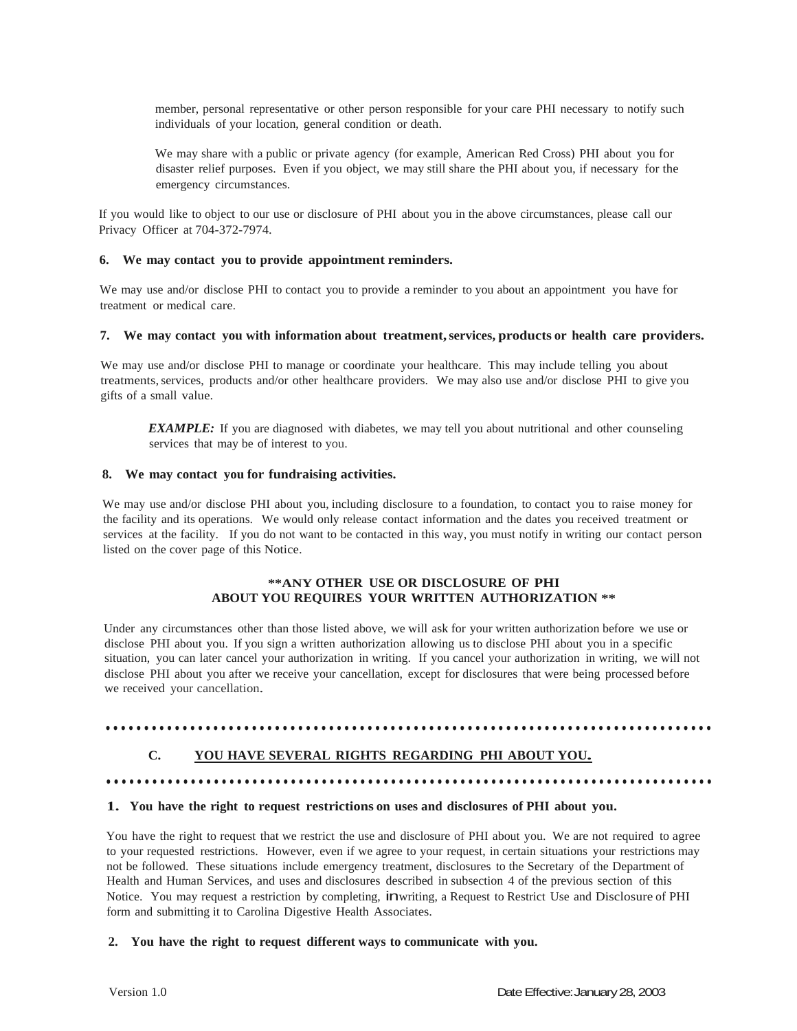member, personal representative or other person responsible for your care PHI necessary to notify such individuals of your location, general condition or death.

We may share with a public or private agency (for example, American Red Cross) PHI about you for disaster relief purposes. Even if you object, we may still share the PHI about you, if necessary for the emergency circumstances.

If you would like to object to our use or disclosure of PHI about you in the above circumstances, please call our Privacy Officer at 704-372-7974.

**6. We may contact you to provide appointment reminders.**

We may use and/or disclose PHI to contact you to provide a reminder to you about an appointment you have for treatment or medical care.

**7. We may contact you with information about treatment, services, products or health care providers.**

We may use and/or disclose PHI to manage or coordinate your healthcare. This may include telling you about treatments, services, products and/or other healthcare providers. We may also use and/or disclose PHI to give you gifts of a small value.

> ***EXAMPLE:*** If you are diagnosed with diabetes, we may tell you about nutritional and other counseling services that may be of interest to you.

**8. We may contact you for fundraising activities.**

We may use and/or disclose PHI about you, including disclosure to a foundation, to contact you to raise money for the facility and its operations. We would only release contact information and the dates you received treatment or services at the facility. If you do not want to be contacted in this way, you must notify in writing our contact person listed on the cover page of this Notice.

**\*\*ANY OTHER USE OR DISCLOSURE OF PHI ABOUT YOU REQUIRES YOUR WRITTEN AUTHORIZATION \*\***

Under any circumstances other than those listed above, we will ask for your written authorization before we use or disclose PHI about you. If you sign a written authorization allowing us to disclose PHI about you in a specific situation, you can later cancel your authorization in writing. If you cancel your authorization in writing, we will not disclose PHI about you after we receive your cancellation, except for disclosures that were being processed before we received your cancellation.

---

## C. <u>YOU HAVE SEVERAL RIGHTS REGARDING PHI ABOUT YOU.</u>

---

**1. You have the right to request restrictions on uses and disclosures of PHI about you.**

You have the right to request that we restrict the use and disclosure of PHI about you. We are not required to agree to your requested restrictions. However, even if we agree to your request, in certain situations your restrictions may not be followed. These situations include emergency treatment, disclosures to the Secretary of the Department of Health and Human Services, and uses and disclosures described in subsection 4 of the previous section of this Notice. You may request a restriction by completing, in writing, a Request to Restrict Use and Disclosure of PHI form and submitting it to Carolina Digestive Health Associates.

**2. You have the right to request different ways to communicate with you.**

Version 1.0 Date Effective: January 28, 2003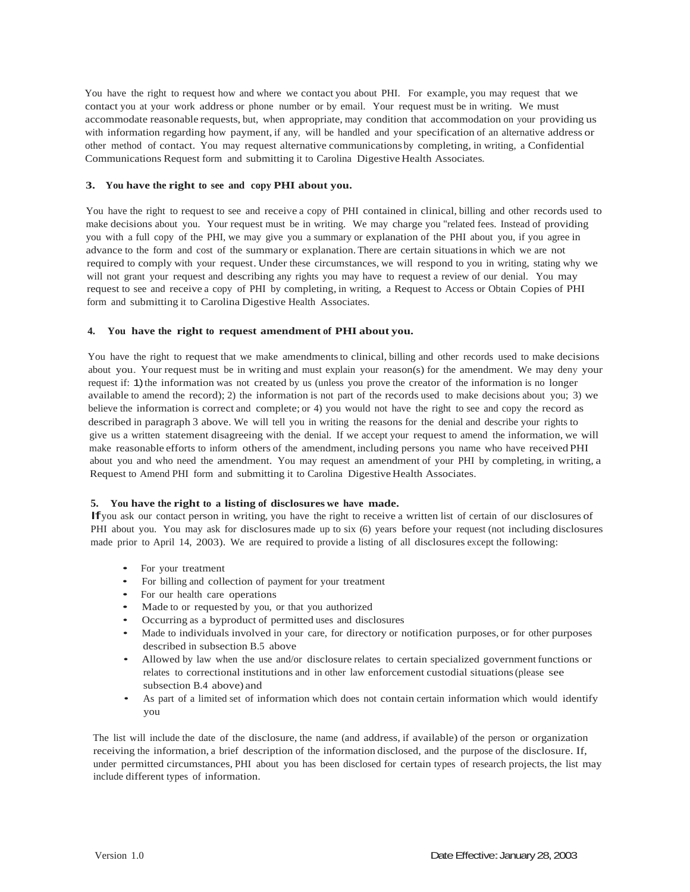You have the right to request how and where we contact you about PHI. For example, you may request that we contact you at your work address or phone number or by email. Your request must be in writing. We must accommodate reasonable requests, but, when appropriate, may condition that accommodation on your providing us with information regarding how payment, if any, will be handled and your specification of an alternative address or other method of contact. You may request alternative communications by completing, in writing, a Confidential Communications Request form and submitting it to Carolina Digestive Health Associates.

### 3. You have the right to see and copy PHI about you.

You have the right to request to see and receive a copy of PHI contained in clinical, billing and other records used to make decisions about you. Your request must be in writing. We may charge you "related fees. Instead of providing you with a full copy of the PHI, we may give you a summary or explanation of the PHI about you, if you agree in advance to the form and cost of the summary or explanation. There are certain situations in which we are not required to comply with your request. Under these circumstances, we will respond to you in writing, stating why we will not grant your request and describing any rights you may have to request a review of our denial. You may request to see and receive a copy of PHI by completing, in writing, a Request to Access or Obtain Copies of PHI form and submitting it to Carolina Digestive Health Associates.

### 4. You have the right to request amendment of PHI about you.

You have the right to request that we make amendments to clinical, billing and other records used to make decisions about you. Your request must be in writing and must explain your reason(s) for the amendment. We may deny your request if: 1) the information was not created by us (unless you prove the creator of the information is no longer available to amend the record); 2) the information is not part of the records used to make decisions about you; 3) we believe the information is correct and complete; or 4) you would not have the right to see and copy the record as described in paragraph 3 above. We will tell you in writing the reasons for the denial and describe your rights to give us a written statement disagreeing with the denial. If we accept your request to amend the information, we will make reasonable efforts to inform others of the amendment, including persons you name who have received PHI about you and who need the amendment. You may request an amendment of your PHI by completing, in writing, a Request to Amend PHI form and submitting it to Carolina Digestive Health Associates.

### 5. You have the right to a listing of disclosures we have made.

If you ask our contact person in writing, you have the right to receive a written list of certain of our disclosures of PHI about you. You may ask for disclosures made up to six (6) years before your request (not including disclosures made prior to April 14, 2003). We are required to provide a listing of all disclosures except the following:

- For your treatment
- For billing and collection of payment for your treatment
- For our health care operations
- Made to or requested by you, or that you authorized
- Occurring as a byproduct of permitted uses and disclosures
- Made to individuals involved in your care, for directory or notification purposes, or for other purposes described in subsection B.5 above
- Allowed by law when the use and/or disclosure relates to certain specialized government functions or relates to correctional institutions and in other law enforcement custodial situations (please see subsection B.4 above) and
- As part of a limited set of information which does not contain certain information which would identify you

The list will include the date of the disclosure, the name (and address, if available) of the person or organization receiving the information, a brief description of the information disclosed, and the purpose of the disclosure. If, under permitted circumstances, PHI about you has been disclosed for certain types of research projects, the list may include different types of information.

Version 1.0 Date Effective: January 28, 2003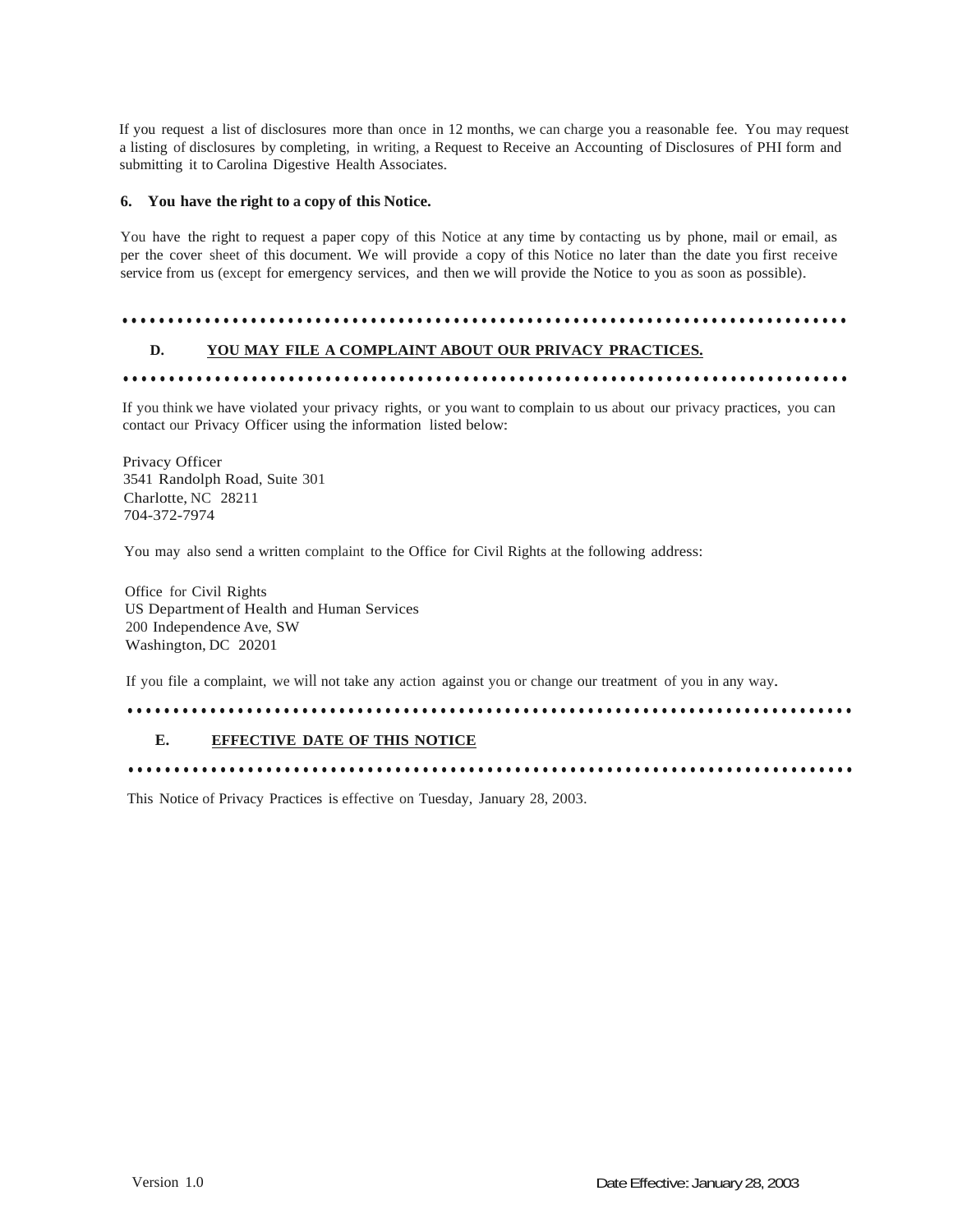If you request a list of disclosures more than once in 12 months, we can charge you a reasonable fee. You may request a listing of disclosures by completing, in writing, a Request to Receive an Accounting of Disclosures of PHI form and submitting it to Carolina Digestive Health Associates.

**6. You have the right to a copy of this Notice.**

You have the right to request a paper copy of this Notice at any time by contacting us by phone, mail or email, as per the cover sheet of this document. We will provide a copy of this Notice no later than the date you first receive service from us (except for emergency services, and then we will provide the Notice to you as soon as possible).

## D. YOU MAY FILE A COMPLAINT ABOUT OUR PRIVACY PRACTICES.

If you think we have violated your privacy rights, or you want to complain to us about our privacy practices, you can contact our Privacy Officer using the information listed below:

Privacy Officer
3541 Randolph Road, Suite 301
Charlotte, NC 28211
704-372-7974

You may also send a written complaint to the Office for Civil Rights at the following address:

Office for Civil Rights
US Department of Health and Human Services
200 Independence Ave, SW
Washington, DC 20201

If you file a complaint, we will not take any action against you or change our treatment of you in any way.

## E. EFFECTIVE DATE OF THIS NOTICE

This Notice of Privacy Practices is effective on Tuesday, January 28, 2003.